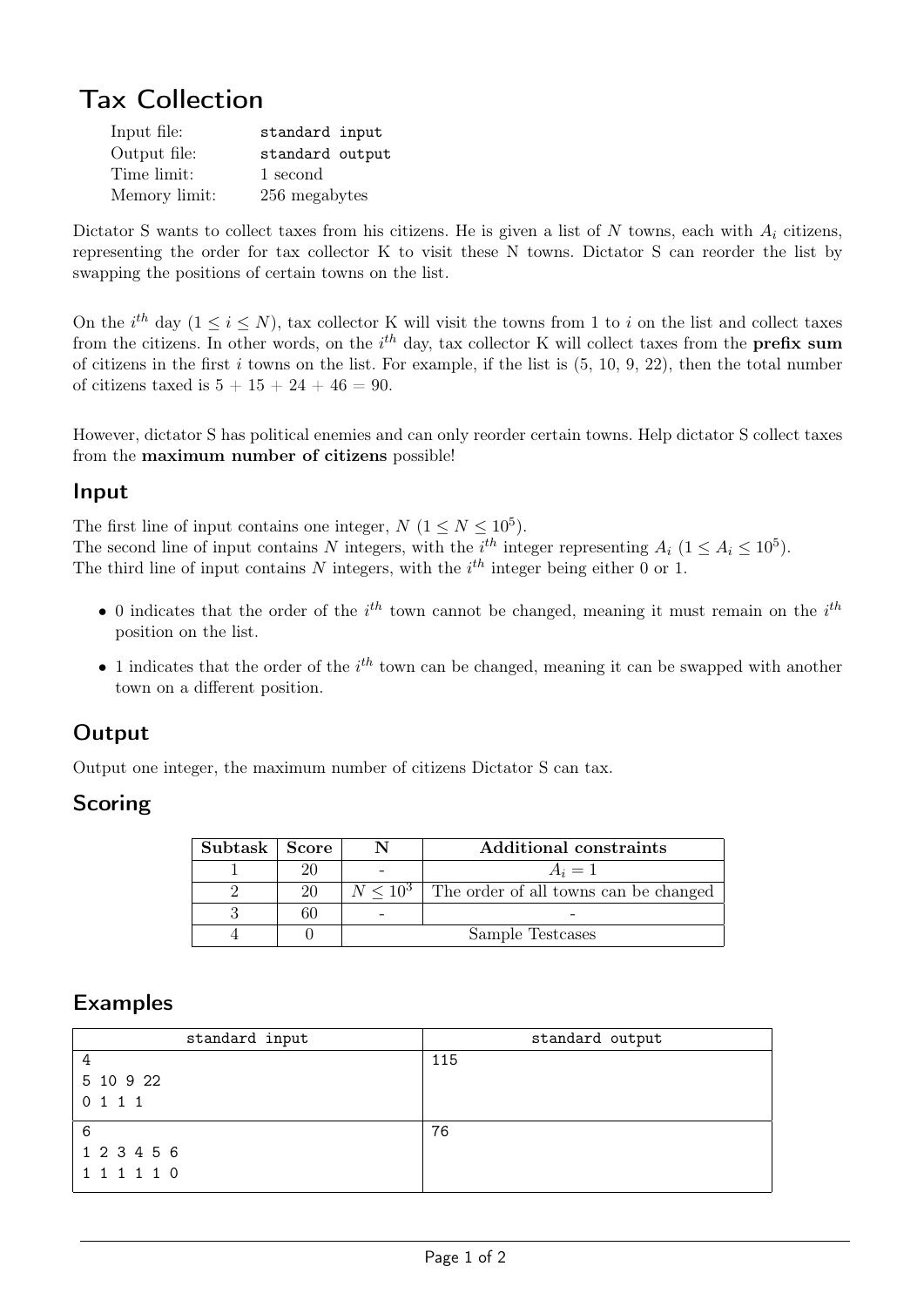# Tax Collection

| | |
|---|---|
| Input file: | standard input |
| Output file: | standard output |
| Time limit: | 1 second |
| Memory limit: | 256 megabytes |

Dictator S wants to collect taxes from his citizens. He is given a list of $N$ towns, each with $A_i$ citizens, representing the order for tax collector K to visit these N towns. Dictator S can reorder the list by swapping the positions of certain towns on the list.

On the $i^{th}$ day ($1 \le i \le N$), tax collector K will visit the towns from 1 to $i$ on the list and collect taxes from the citizens. In other words, on the $i^{th}$ day, tax collector K will collect taxes from the **prefix sum** of citizens in the first $i$ towns on the list. For example, if the list is (5, 10, 9, 22), then the total number of citizens taxed is $5 + 15 + 24 + 46 = 90$.

However, dictator S has political enemies and can only reorder certain towns. Help dictator S collect taxes from the **maximum number of citizens** possible!

## Input

The first line of input contains one integer, $N$ ($1 \le N \le 10^5$).
The second line of input contains $N$ integers, with the $i^{th}$ integer representing $A_i$ ($1 \le A_i \le 10^5$).
The third line of input contains $N$ integers, with the $i^{th}$ integer being either 0 or 1.

- 0 indicates that the order of the $i^{th}$ town cannot be changed, meaning it must remain on the $i^{th}$ position on the list.
- 1 indicates that the order of the $i^{th}$ town can be changed, meaning it can be swapped with another town on a different position.

## Output

Output one integer, the maximum number of citizens Dictator S can tax.

## Scoring

| Subtask | Score | N | Additional constraints |
|---|---|---|---|
| 1 | 20 | - | $A_i = 1$ |
| 2 | 20 | $N \le 10^3$ | The order of all towns can be changed |
| 3 | 60 | - | - |
| 4 | 0 | Sample Testcases | |

## Examples

| standard input | standard output |
|---|---|
| 4<br>5 10 9 22<br>0 1 1 1 | 115 |
| 6<br>1 2 3 4 5 6<br>1 1 1 1 1 0 | 76 |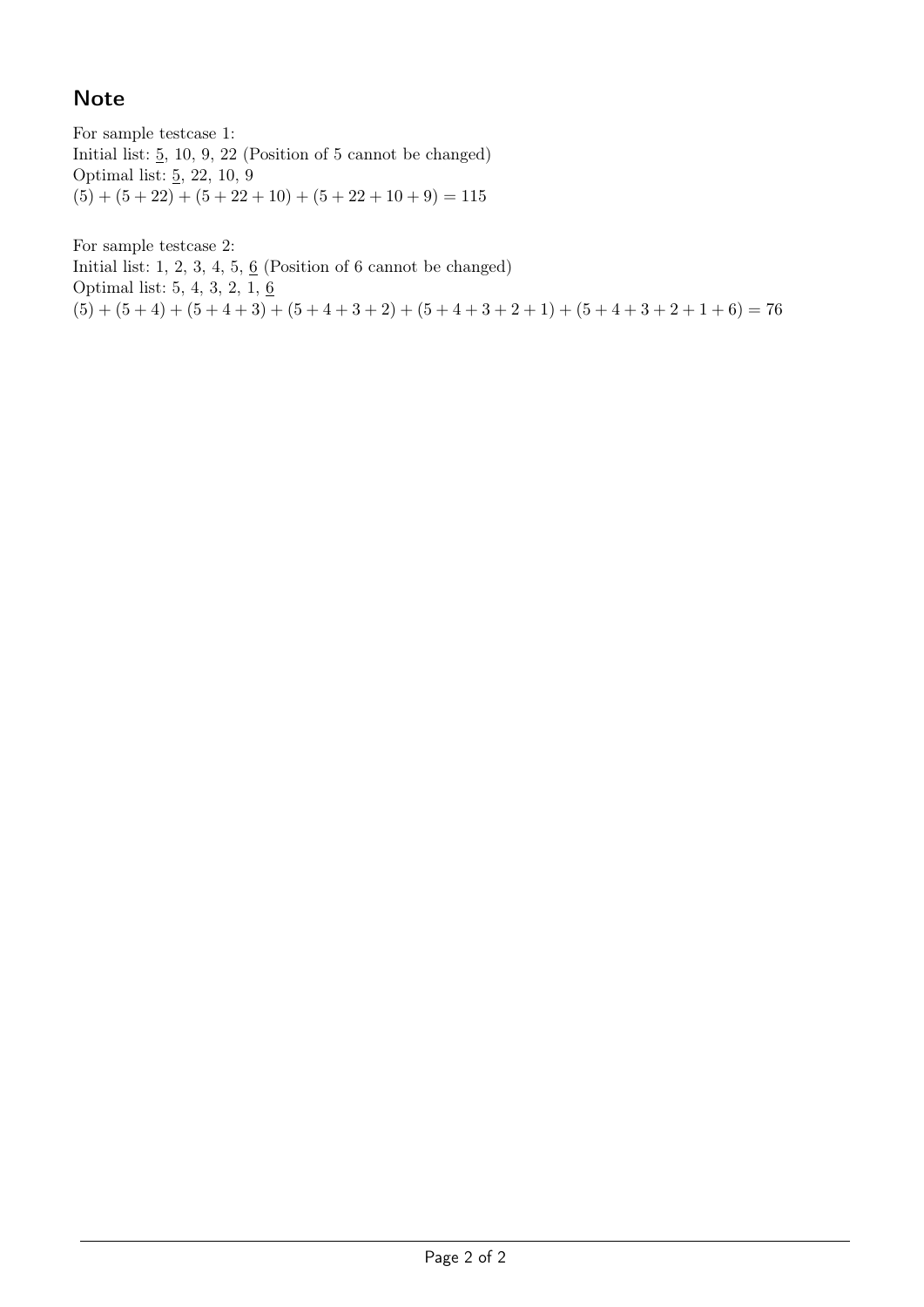## Note

For sample testcase 1:
Initial list: 5, 10, 9, 22 (Position of 5 cannot be changed)
Optimal list: 5, 22, 10, 9
$(5) + (5 + 22) + (5 + 22 + 10) + (5 + 22 + 10 + 9) = 115$

For sample testcase 2:
Initial list: 1, 2, 3, 4, 5, 6 (Position of 6 cannot be changed)
Optimal list: 5, 4, 3, 2, 1, 6
$(5) + (5 + 4) + (5 + 4 + 3) + (5 + 4 + 3 + 2) + (5 + 4 + 3 + 2 + 1) + (5 + 4 + 3 + 2 + 1 + 6) = 76$